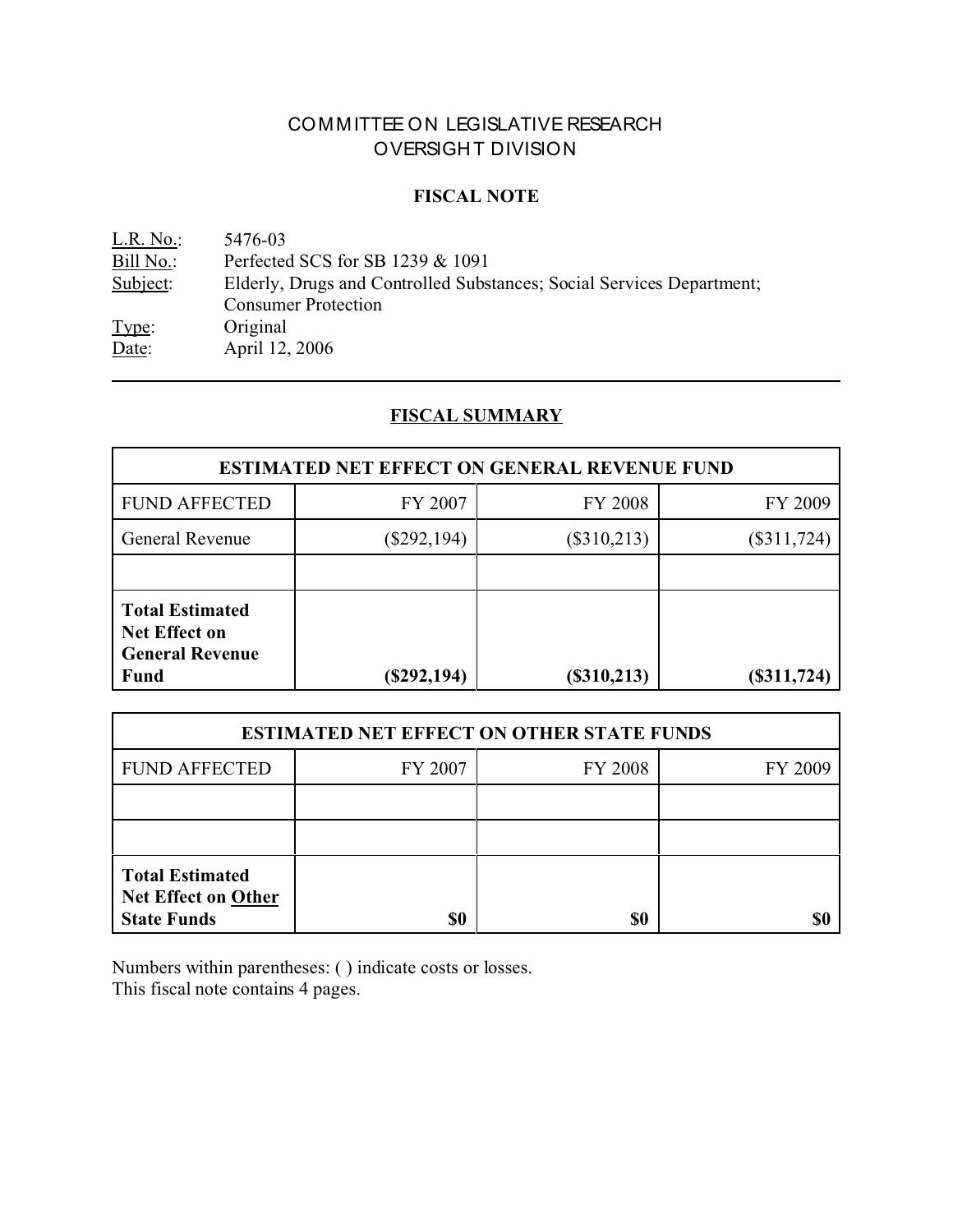# COMMITTEE ON LEGISLATIVE RESEARCH
# OVERSIGHT DIVISION

## FISCAL NOTE

L.R. No.: 5476-03
Bill No.: Perfected SCS for SB 1239 & 1091
Subject: Elderly, Drugs and Controlled Substances; Social Services Department; Consumer Protection
Type: Original
Date: April 12, 2006

---

## FISCAL SUMMARY

| ESTIMATED NET EFFECT ON GENERAL REVENUE FUND | | | |
|---|---|---|---|
| FUND AFFECTED | FY 2007 | FY 2008 | FY 2009 |
| General Revenue | ($292,194) | ($310,213) | ($311,724) |
| | | | |
| **Total Estimated Net Effect on General Revenue Fund** | **($292,194)** | **($310,213)** | **($311,724)** |

| ESTIMATED NET EFFECT ON OTHER STATE FUNDS | | | |
|---|---|---|---|
| FUND AFFECTED | FY 2007 | FY 2008 | FY 2009 |
| | | | |
| | | | |
| **Total Estimated Net Effect on Other State Funds** | **$0** | **$0** | **$0** |

Numbers within parentheses: ( ) indicate costs or losses.
This fiscal note contains 4 pages.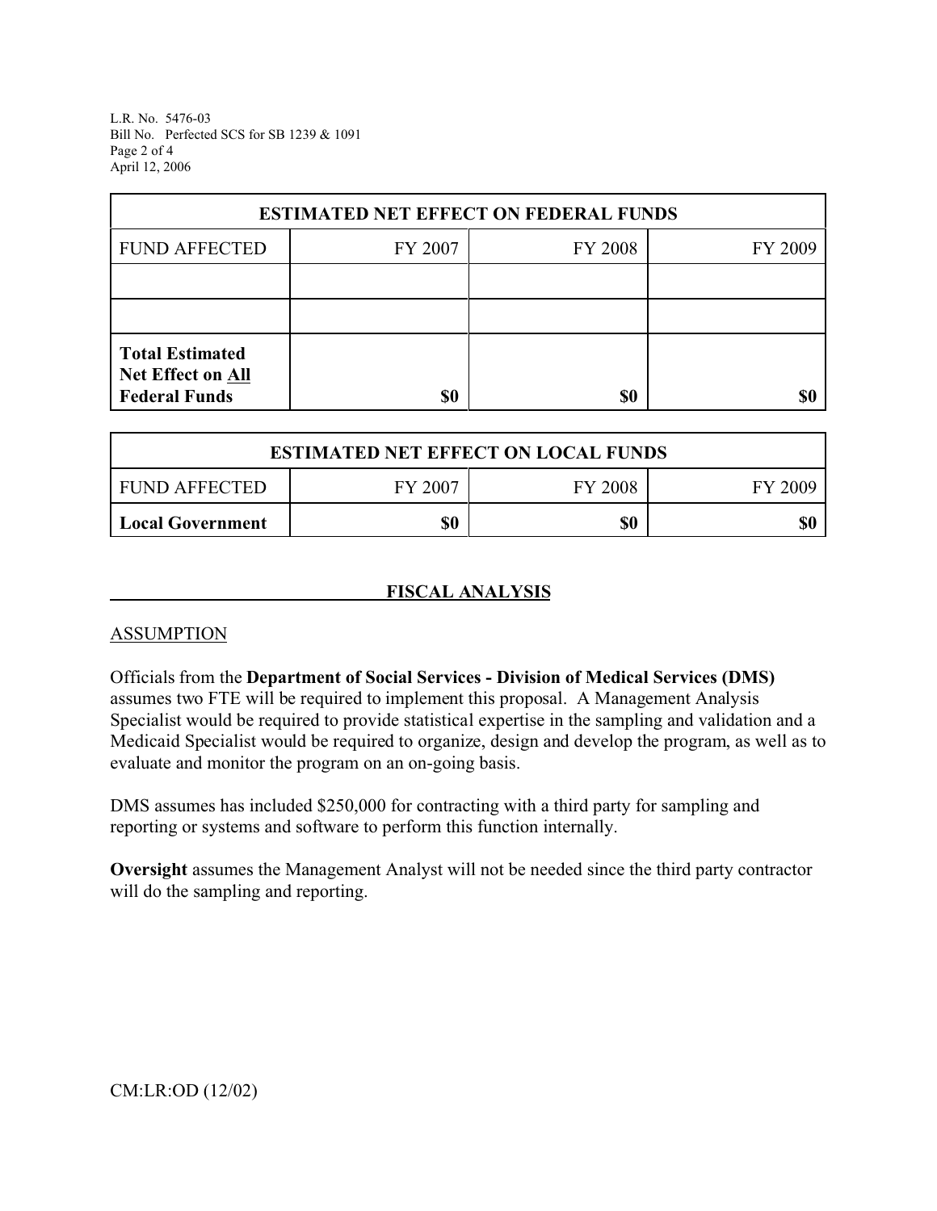| ESTIMATED NET EFFECT ON FEDERAL FUNDS | | | |
|---|---|---|---|
| FUND AFFECTED | FY 2007 | FY 2008 | FY 2009 |
| | | | |
| | | | |
| **Total Estimated Net Effect on All Federal Funds** | **$0** | **$0** | **$0** |

| ESTIMATED NET EFFECT ON LOCAL FUNDS | | | |
|---|---|---|---|
| FUND AFFECTED | FY 2007 | FY 2008 | FY 2009 |
| **Local Government** | **$0** | **$0** | **$0** |

## FISCAL ANALYSIS

### ASSUMPTION

Officials from the **Department of Social Services - Division of Medical Services (DMS)** assumes two FTE will be required to implement this proposal. A Management Analysis Specialist would be required to provide statistical expertise in the sampling and validation and a Medicaid Specialist would be required to organize, design and develop the program, as well as to evaluate and monitor the program on an on-going basis.

DMS assumes has included $250,000 for contracting with a third party for sampling and reporting or systems and software to perform this function internally.

**Oversight** assumes the Management Analyst will not be needed since the third party contractor will do the sampling and reporting.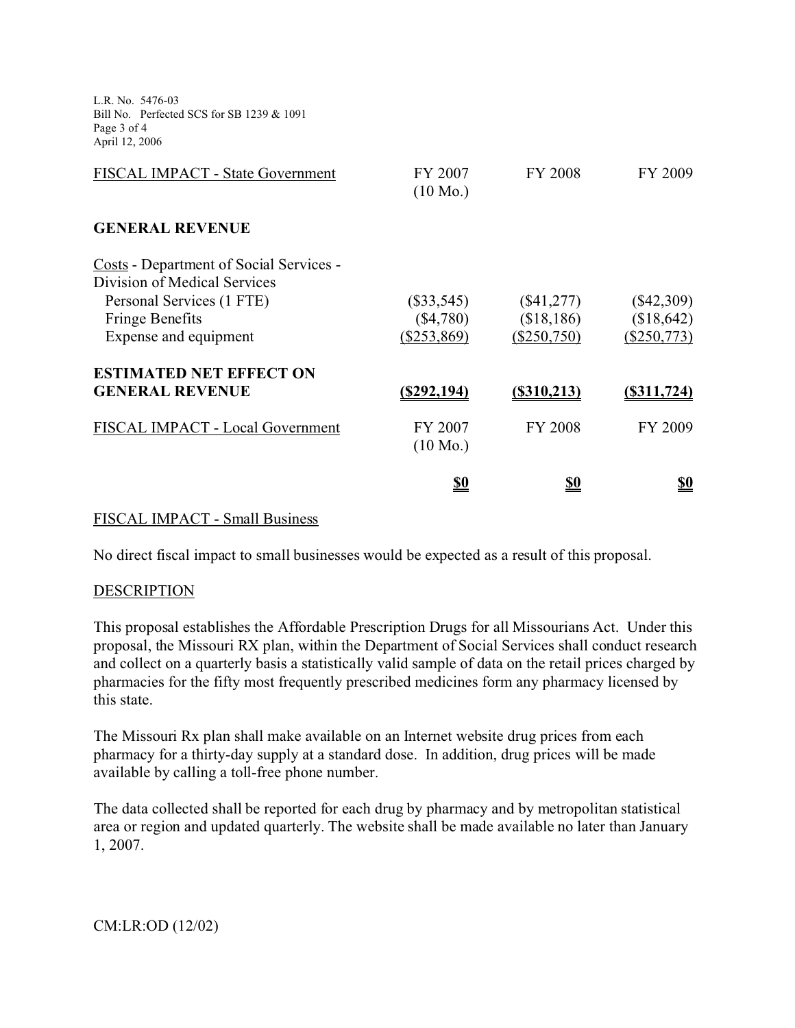| FISCAL IMPACT - State Government | FY 2007 (10 Mo.) | FY 2008 | FY 2009 |
|---|---|---|---|
| **GENERAL REVENUE** | | | |
| Costs - Department of Social Services - Division of Medical Services | | | |
| Personal Services (1 FTE) | ($33,545) | ($41,277) | ($42,309) |
| Fringe Benefits | ($4,780) | ($18,186) | ($18,642) |
| Expense and equipment | ($253,869) | ($250,750) | ($250,773) |
| **ESTIMATED NET EFFECT ON GENERAL REVENUE** | **($292,194)** | **($310,213)** | **($311,724)** |

| FISCAL IMPACT - Local Government | FY 2007 (10 Mo.) | FY 2008 | FY 2009 |
|---|---|---|---|
| | **$0** | **$0** | **$0** |

FISCAL IMPACT - Small Business

No direct fiscal impact to small businesses would be expected as a result of this proposal.

DESCRIPTION

This proposal establishes the Affordable Prescription Drugs for all Missourians Act. Under this proposal, the Missouri RX plan, within the Department of Social Services shall conduct research and collect on a quarterly basis a statistically valid sample of data on the retail prices charged by pharmacies for the fifty most frequently prescribed medicines form any pharmacy licensed by this state.

The Missouri Rx plan shall make available on an Internet website drug prices from each pharmacy for a thirty-day supply at a standard dose. In addition, drug prices will be made available by calling a toll-free phone number.

The data collected shall be reported for each drug by pharmacy and by metropolitan statistical area or region and updated quarterly. The website shall be made available no later than January 1, 2007.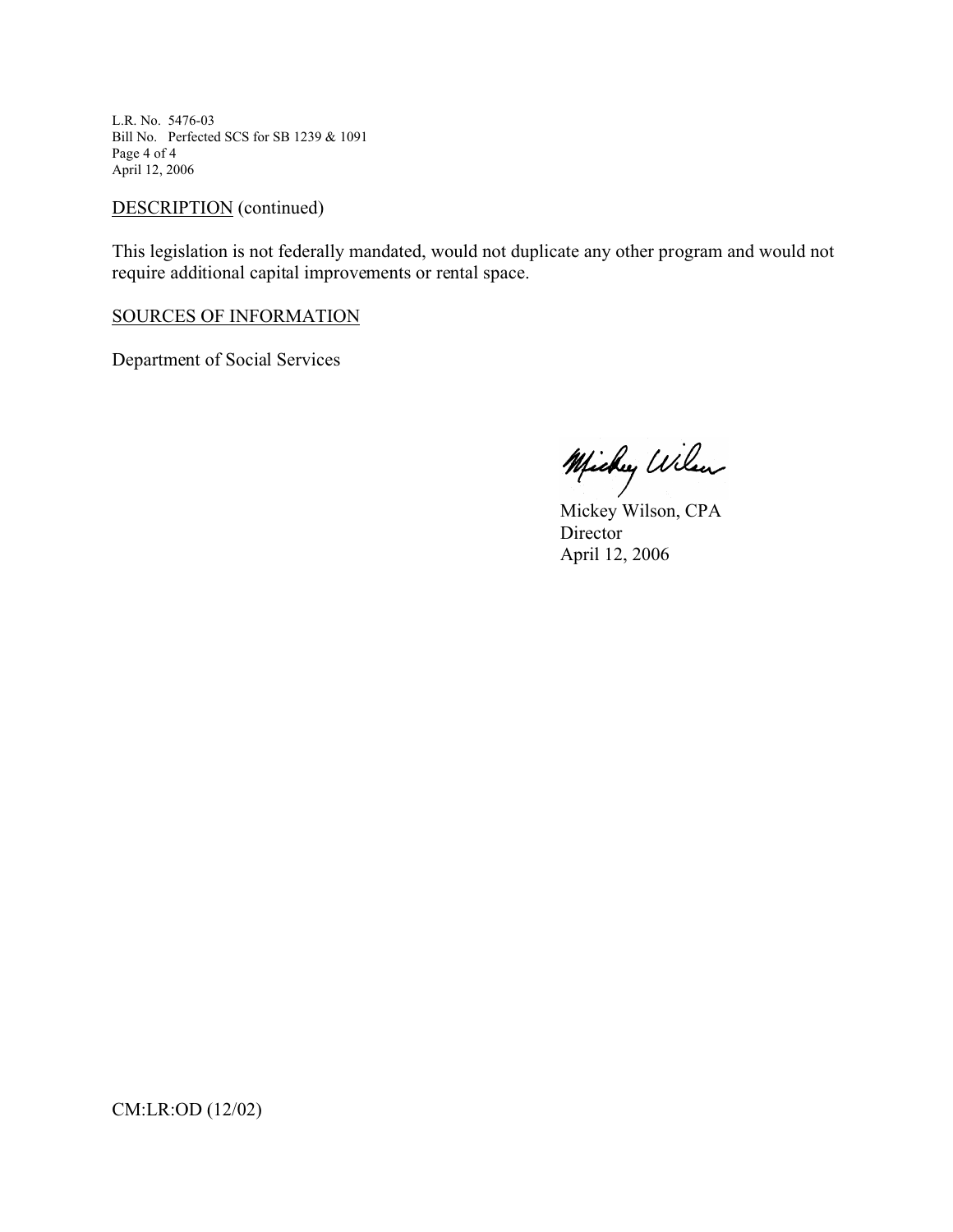DESCRIPTION (continued)

This legislation is not federally mandated, would not duplicate any other program and would not require additional capital improvements or rental space.

SOURCES OF INFORMATION

Department of Social Services

Mickey Wilson, CPA
Director
April 12, 2006

CM:LR:OD (12/02)